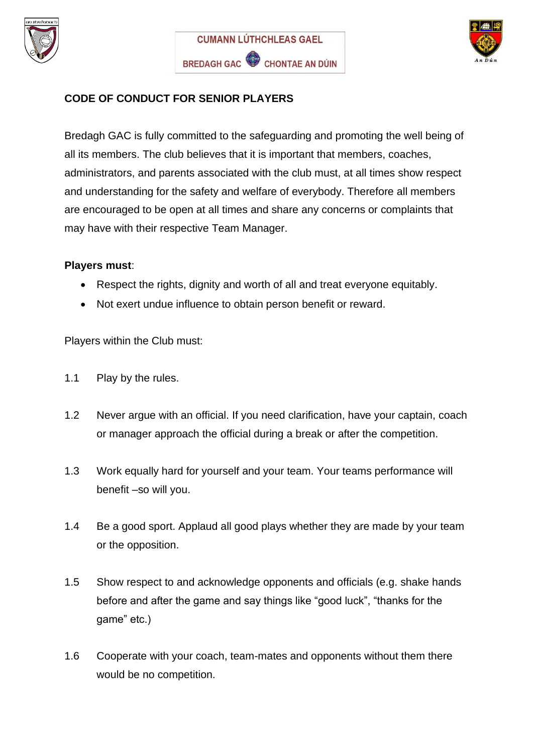CUMANN LÚTHCHLEAS GAEL

BREDAGH GAC CHONTAE AN DÚIN

**CODE OF CONDUCT FOR SENIOR PLAYERS**

Bredagh GAC is fully committed to the safeguarding and promoting the well being of all its members. The club believes that it is important that members, coaches, administrators, and parents associated with the club must, at all times show respect and understanding for the safety and welfare of everybody. Therefore all members are encouraged to be open at all times and share any concerns or complaints that may have with their respective Team Manager.

**Players must**:

- Respect the rights, dignity and worth of all and treat everyone equitably.
- Not exert undue influence to obtain person benefit or reward.

Players within the Club must:

1.1 Play by the rules.

1.2 Never argue with an official. If you need clarification, have your captain, coach or manager approach the official during a break or after the competition.

1.3 Work equally hard for yourself and your team. Your teams performance will benefit –so will you.

1.4 Be a good sport. Applaud all good plays whether they are made by your team or the opposition.

1.5 Show respect to and acknowledge opponents and officials (e.g. shake hands before and after the game and say things like “good luck”, “thanks for the game” etc.)

1.6 Cooperate with your coach, team-mates and opponents without them there would be no competition.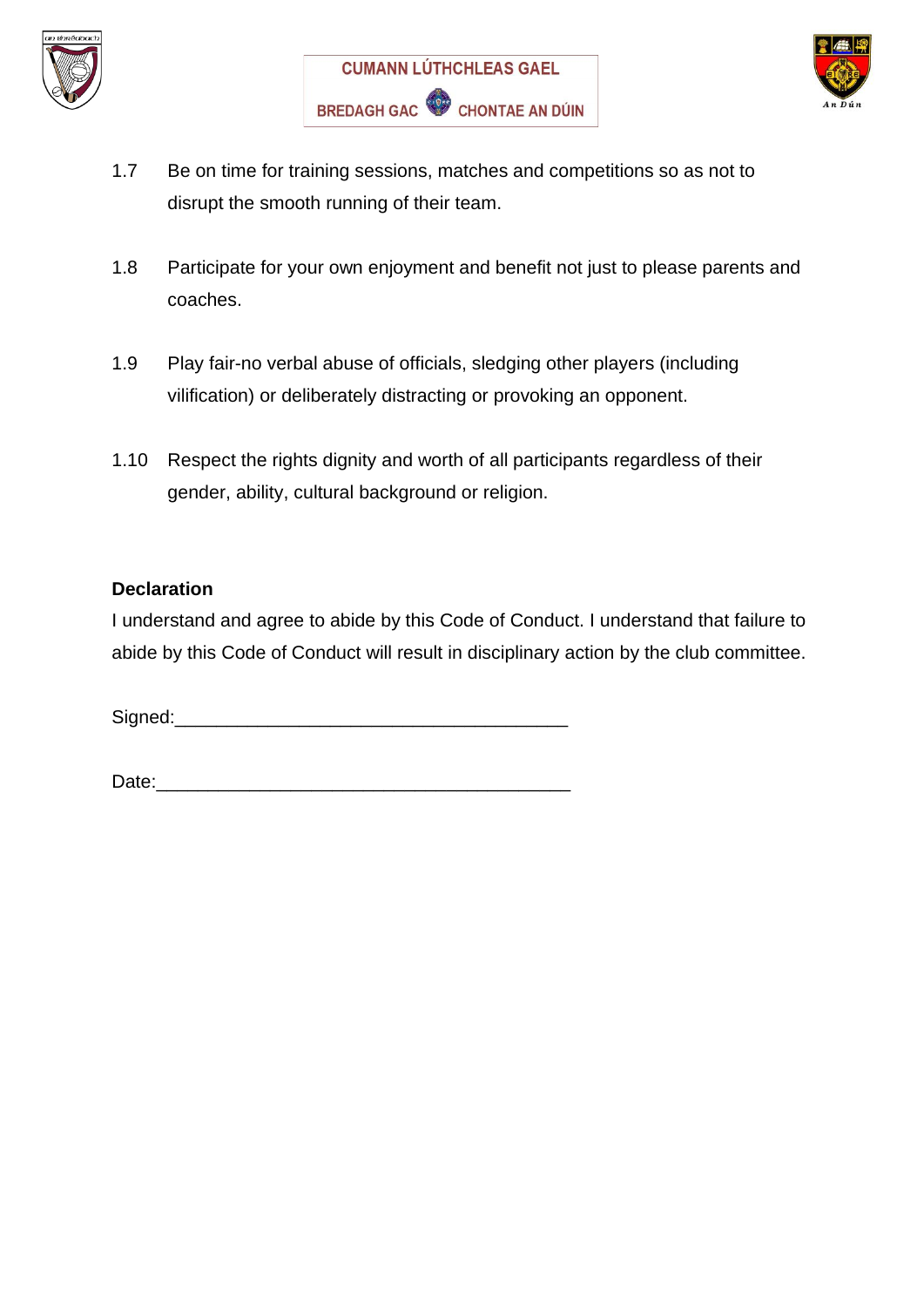1.7 Be on time for training sessions, matches and competitions so as not to disrupt the smooth running of their team.

1.8 Participate for your own enjoyment and benefit not just to please parents and coaches.

1.9 Play fair-no verbal abuse of officials, sledging other players (including vilification) or deliberately distracting or provoking an opponent.

1.10 Respect the rights dignity and worth of all participants regardless of their gender, ability, cultural background or religion.

**Declaration**

I understand and agree to abide by this Code of Conduct. I understand that failure to abide by this Code of Conduct will result in disciplinary action by the club committee.

Signed:_______________________________________

Date:_________________________________________